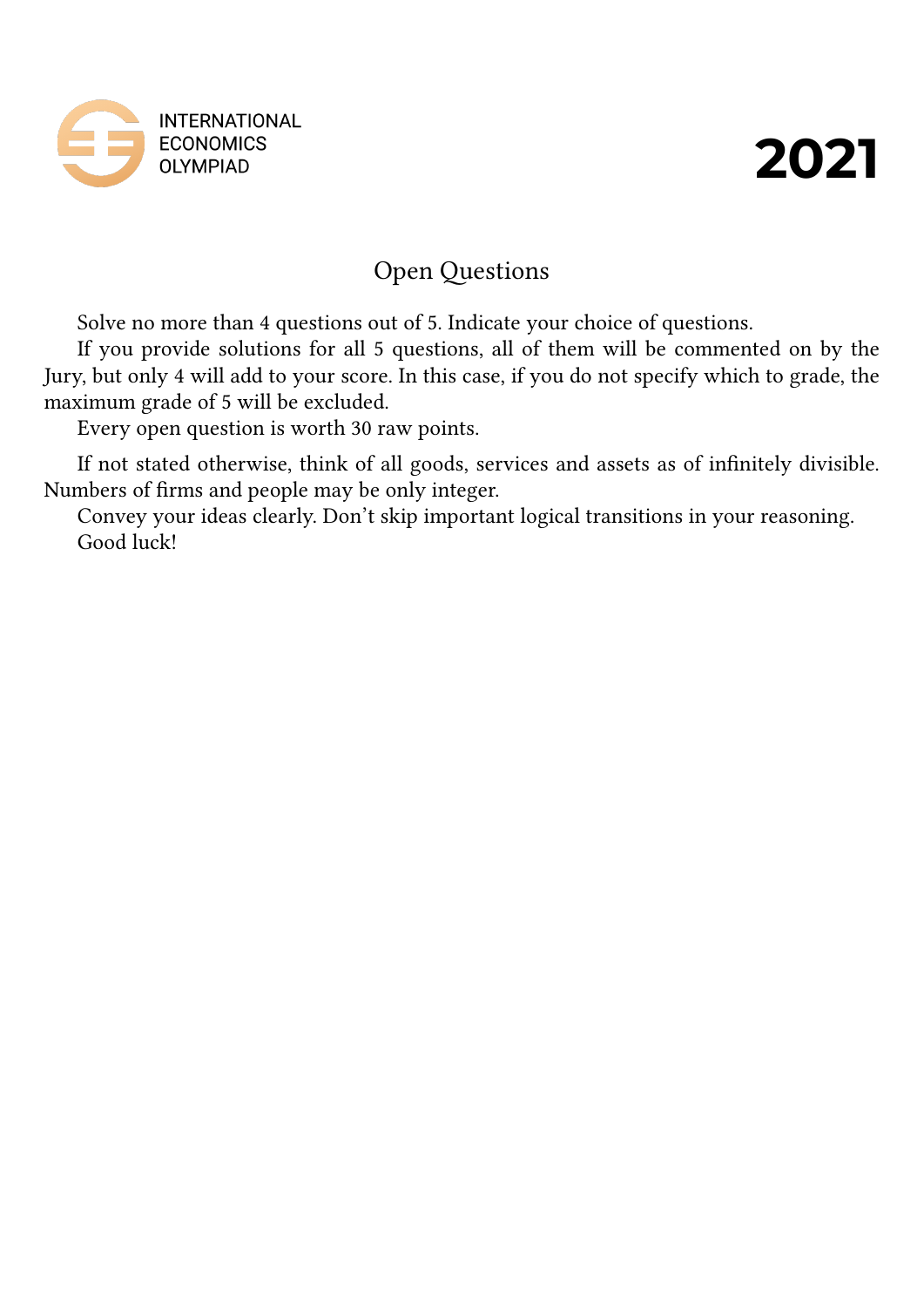INTERNATIONAL ECONOMICS OLYMPIAD

# 2021

## Open Questions

Solve no more than 4 questions out of 5. Indicate your choice of questions.

If you provide solutions for all 5 questions, all of them will be commented on by the Jury, but only 4 will add to your score. In this case, if you do not specify which to grade, the maximum grade of 5 will be excluded.

Every open question is worth 30 raw points.

If not stated otherwise, think of all goods, services and assets as of infinitely divisible. Numbers of firms and people may be only integer.

Convey your ideas clearly. Don't skip important logical transitions in your reasoning.

Good luck!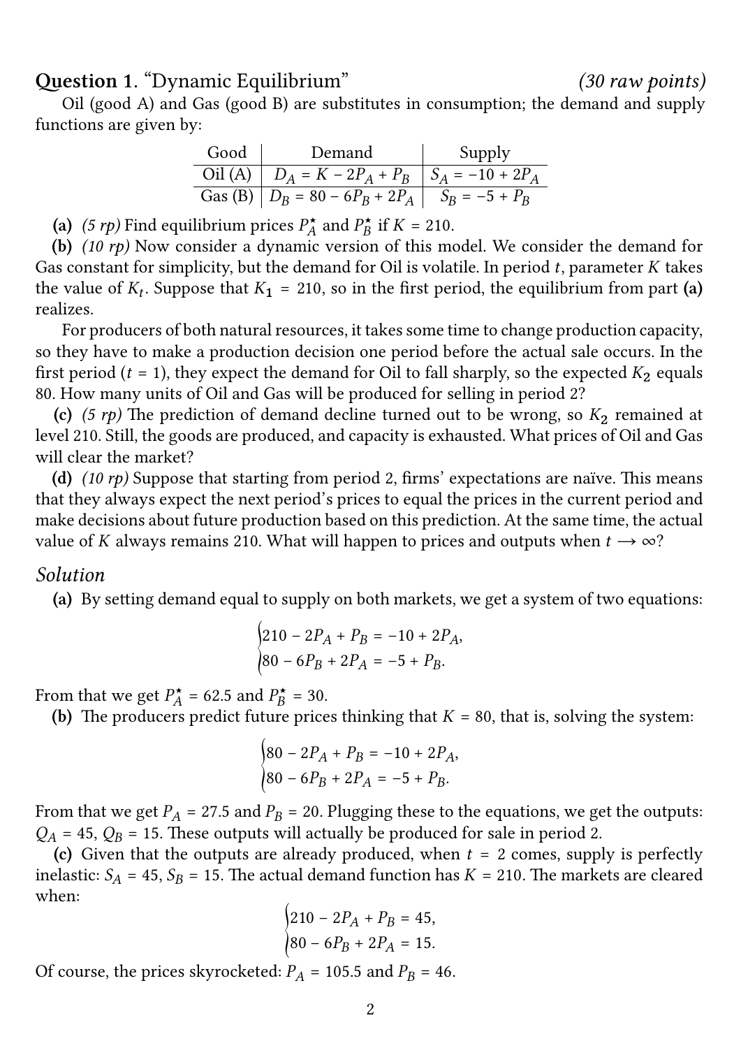## Question 1. "Dynamic Equilibrium" *(30 raw points)*

Oil (good A) and Gas (good B) are substitutes in consumption; the demand and supply functions are given by:

| Good | Demand | Supply |
|---|---|---|
| Oil (A) | $D_A = K - 2P_A + P_B$ | $S_A = -10 + 2P_A$ |
| Gas (B) | $D_B = 80 - 6P_B + 2P_A$ | $S_B = -5 + P_B$ |

**(a)** *(5 rp)* Find equilibrium prices $P_A^\star$ and $P_B^\star$ if $K = 210$.

**(b)** *(10 rp)* Now consider a dynamic version of this model. We consider the demand for Gas constant for simplicity, but the demand for Oil is volatile. In period $t$, parameter $K$ takes the value of $K_t$. Suppose that $K_1 = 210$, so in the first period, the equilibrium from part **(a)** realizes.

For producers of both natural resources, it takes some time to change production capacity, so they have to make a production decision one period before the actual sale occurs. In the first period ($t = 1$), they expect the demand for Oil to fall sharply, so the expected $K_2$ equals 80. How many units of Oil and Gas will be produced for selling in period 2?

**(c)** *(5 rp)* The prediction of demand decline turned out to be wrong, so $K_2$ remained at level 210. Still, the goods are produced, and capacity is exhausted. What prices of Oil and Gas will clear the market?

**(d)** *(10 rp)* Suppose that starting from period 2, firms' expectations are naïve. This means that they always expect the next period's prices to equal the prices in the current period and make decisions about future production based on this prediction. At the same time, the actual value of $K$ always remains 210. What will happen to prices and outputs when $t \to \infty$?

### *Solution*

**(a)** By setting demand equal to supply on both markets, we get a system of two equations:

$$\begin{cases} 210 - 2P_A + P_B = -10 + 2P_A, \\ 80 - 6P_B + 2P_A = -5 + P_B. \end{cases}$$

From that we get $P_A^\star = 62.5$ and $P_B^\star = 30$.

**(b)** The producers predict future prices thinking that $K = 80$, that is, solving the system:

$$\begin{cases} 80 - 2P_A + P_B = -10 + 2P_A, \\ 80 - 6P_B + 2P_A = -5 + P_B. \end{cases}$$

From that we get $P_A = 27.5$ and $P_B = 20$. Plugging these to the equations, we get the outputs: $Q_A = 45$, $Q_B = 15$. These outputs will actually be produced for sale in period 2.

**(c)** Given that the outputs are already produced, when $t = 2$ comes, supply is perfectly inelastic: $S_A = 45$, $S_B = 15$. The actual demand function has $K = 210$. The markets are cleared when:

$$\begin{cases} 210 - 2P_A + P_B = 45, \\ 80 - 6P_B + 2P_A = 15. \end{cases}$$

Of course, the prices skyrocketed: $P_A = 105.5$ and $P_B = 46$.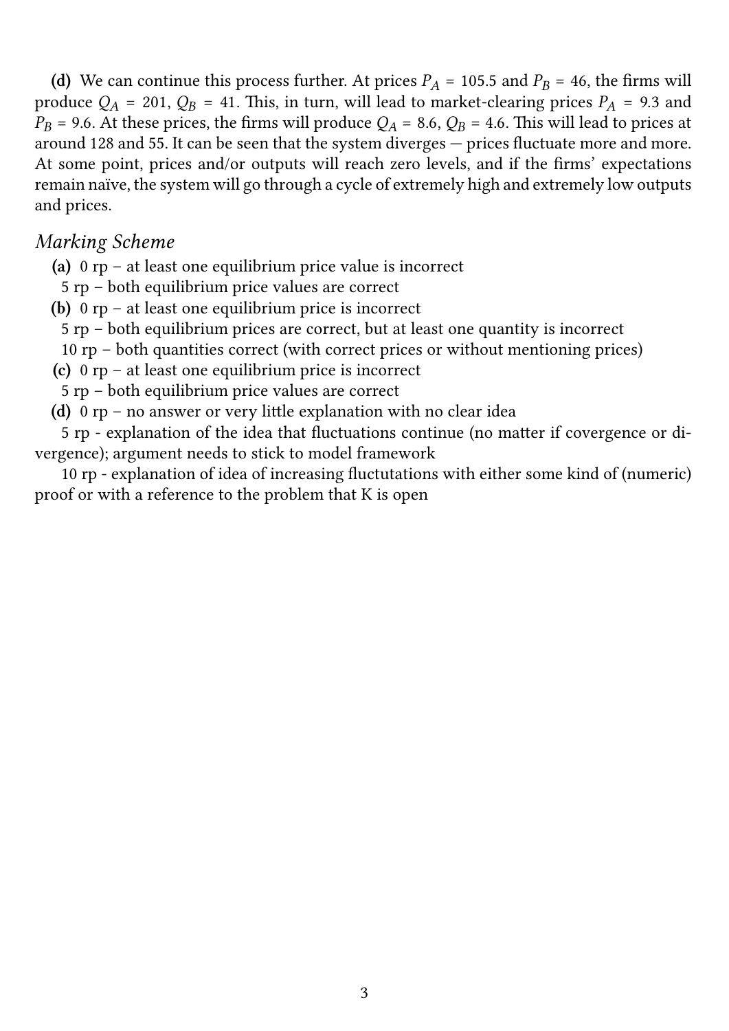**(d)** We can continue this process further. At prices $P_A = 105.5$ and $P_B = 46$, the firms will produce $Q_A = 201$, $Q_B = 41$. This, in turn, will lead to market-clearing prices $P_A = 9.3$ and $P_B = 9.6$. At these prices, the firms will produce $Q_A = 8.6$, $Q_B = 4.6$. This will lead to prices at around 128 and 55. It can be seen that the system diverges — prices fluctuate more and more. At some point, prices and/or outputs will reach zero levels, and if the firms' expectations remain naïve, the system will go through a cycle of extremely high and extremely low outputs and prices.

## *Marking Scheme*

**(a)** 0 rp – at least one equilibrium price value is incorrect

5 rp – both equilibrium price values are correct

**(b)** 0 rp – at least one equilibrium price is incorrect

5 rp – both equilibrium prices are correct, but at least one quantity is incorrect

10 rp – both quantities correct (with correct prices or without mentioning prices)

**(c)** 0 rp – at least one equilibrium price is incorrect

5 rp – both equilibrium price values are correct

**(d)** 0 rp – no answer or very little explanation with no clear idea

5 rp - explanation of the idea that fluctuations continue (no matter if covergence or divergence); argument needs to stick to model framework

10 rp - explanation of idea of increasing fluctutations with either some kind of (numeric) proof or with a reference to the problem that K is open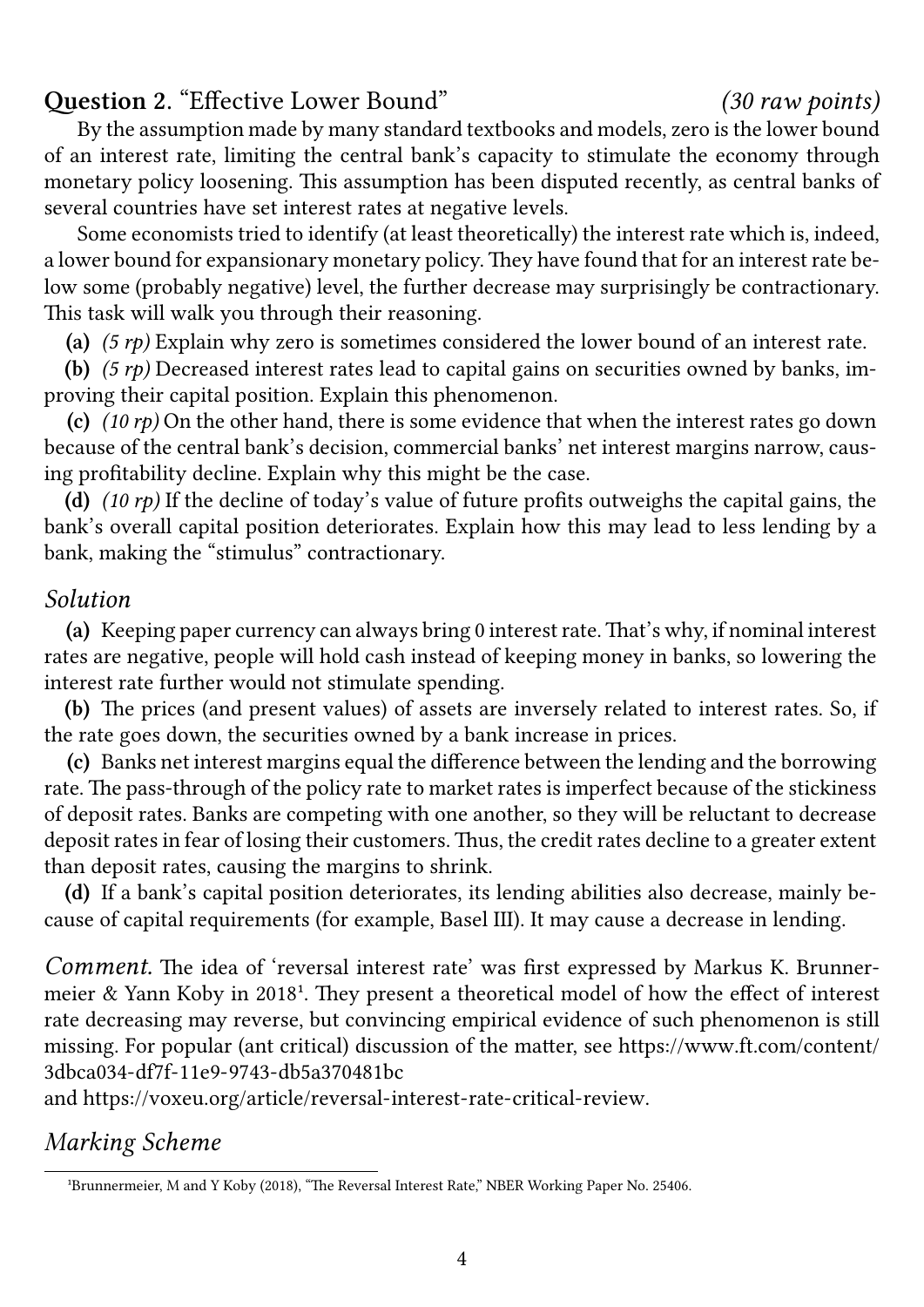## Question 2. "Effective Lower Bound" *(30 raw points)*

By the assumption made by many standard textbooks and models, zero is the lower bound of an interest rate, limiting the central bank's capacity to stimulate the economy through monetary policy loosening. This assumption has been disputed recently, as central banks of several countries have set interest rates at negative levels.

Some economists tried to identify (at least theoretically) the interest rate which is, indeed, a lower bound for expansionary monetary policy. They have found that for an interest rate below some (probably negative) level, the further decrease may surprisingly be contractionary. This task will walk you through their reasoning.

**(a)** *(5 rp)* Explain why zero is sometimes considered the lower bound of an interest rate.

**(b)** *(5 rp)* Decreased interest rates lead to capital gains on securities owned by banks, improving their capital position. Explain this phenomenon.

**(c)** *(10 rp)* On the other hand, there is some evidence that when the interest rates go down because of the central bank's decision, commercial banks' net interest margins narrow, causing profitability decline. Explain why this might be the case.

**(d)** *(10 rp)* If the decline of today's value of future profits outweighs the capital gains, the bank's overall capital position deteriorates. Explain how this may lead to less lending by a bank, making the "stimulus" contractionary.

### *Solution*

**(a)** Keeping paper currency can always bring 0 interest rate. That's why, if nominal interest rates are negative, people will hold cash instead of keeping money in banks, so lowering the interest rate further would not stimulate spending.

**(b)** The prices (and present values) of assets are inversely related to interest rates. So, if the rate goes down, the securities owned by a bank increase in prices.

**(c)** Banks net interest margins equal the difference between the lending and the borrowing rate. The pass-through of the policy rate to market rates is imperfect because of the stickiness of deposit rates. Banks are competing with one another, so they will be reluctant to decrease deposit rates in fear of losing their customers. Thus, the credit rates decline to a greater extent than deposit rates, causing the margins to shrink.

**(d)** If a bank's capital position deteriorates, its lending abilities also decrease, mainly because of capital requirements (for example, Basel III). It may cause a decrease in lending.

*Comment.* The idea of 'reversal interest rate' was first expressed by Markus K. Brunnermeier & Yann Koby in 2018[1]. They present a theoretical model of how the effect of interest rate decreasing may reverse, but convincing empirical evidence of such phenomenon is still missing. For popular (ant critical) discussion of the matter, see https://www.ft.com/content/3dbca034-df7f-11e9-9743-db5a370481bc
and https://voxeu.org/article/reversal-interest-rate-critical-review.

### *Marking Scheme*

[1] Brunnermeier, M and Y Koby (2018), "The Reversal Interest Rate," NBER Working Paper No. 25406.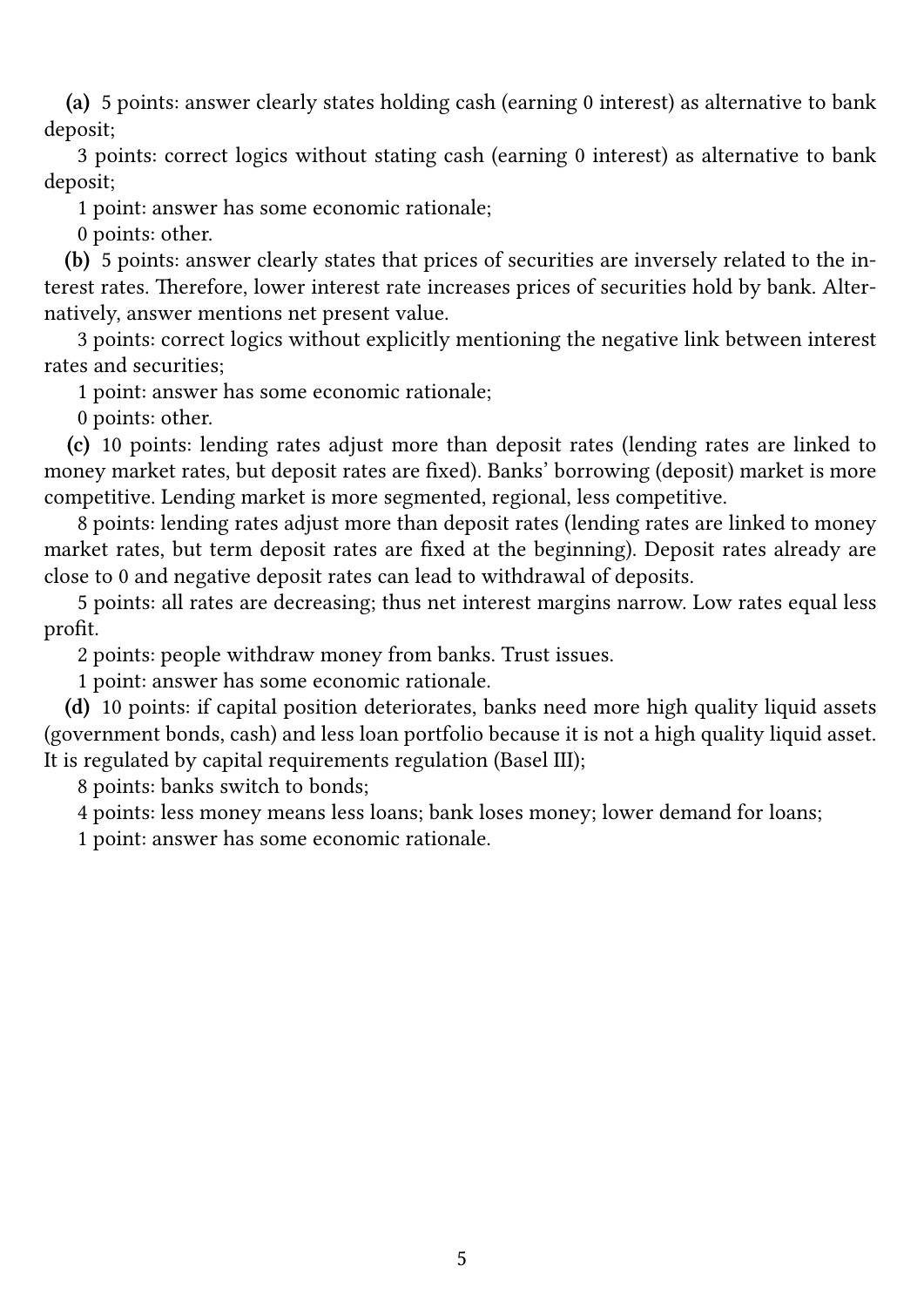**(a)** 5 points: answer clearly states holding cash (earning 0 interest) as alternative to bank deposit;

3 points: correct logics without stating cash (earning 0 interest) as alternative to bank deposit;

1 point: answer has some economic rationale;

0 points: other.

**(b)** 5 points: answer clearly states that prices of securities are inversely related to the interest rates. Therefore, lower interest rate increases prices of securities hold by bank. Alternatively, answer mentions net present value.

3 points: correct logics without explicitly mentioning the negative link between interest rates and securities;

1 point: answer has some economic rationale;

0 points: other.

**(c)** 10 points: lending rates adjust more than deposit rates (lending rates are linked to money market rates, but deposit rates are fixed). Banks' borrowing (deposit) market is more competitive. Lending market is more segmented, regional, less competitive.

8 points: lending rates adjust more than deposit rates (lending rates are linked to money market rates, but term deposit rates are fixed at the beginning). Deposit rates already are close to 0 and negative deposit rates can lead to withdrawal of deposits.

5 points: all rates are decreasing; thus net interest margins narrow. Low rates equal less profit.

2 points: people withdraw money from banks. Trust issues.

1 point: answer has some economic rationale.

**(d)** 10 points: if capital position deteriorates, banks need more high quality liquid assets (government bonds, cash) and less loan portfolio because it is not a high quality liquid asset. It is regulated by capital requirements regulation (Basel III);

8 points: banks switch to bonds;

4 points: less money means less loans; bank loses money; lower demand for loans;

1 point: answer has some economic rationale.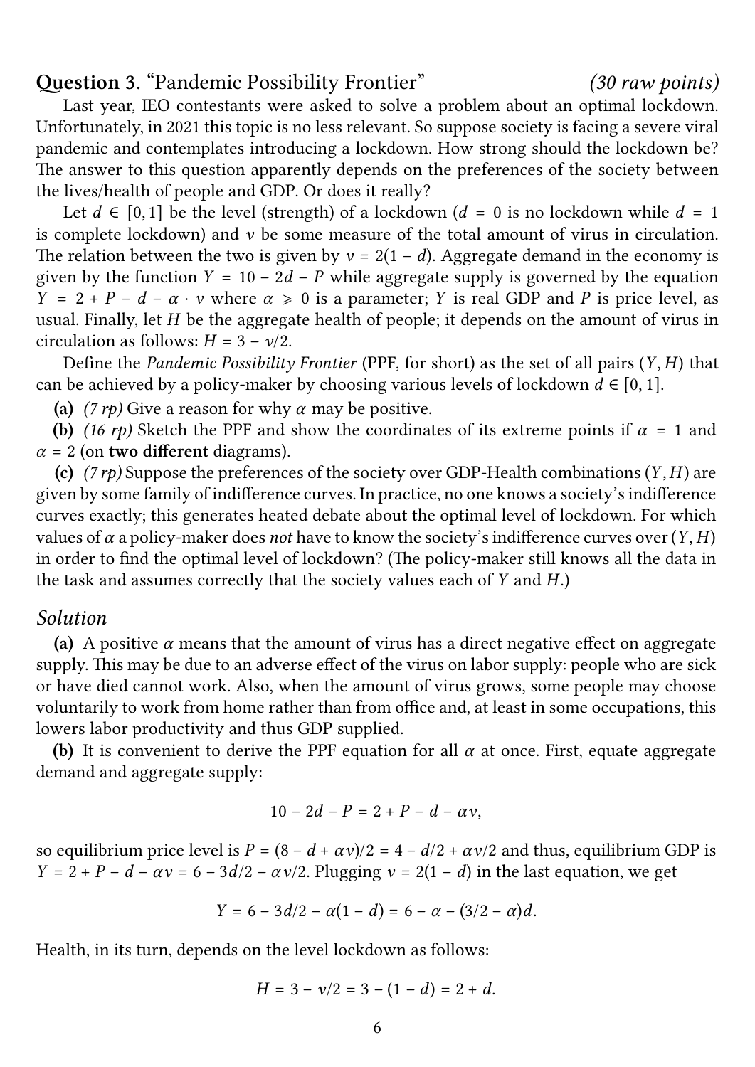**Question 3**. "Pandemic Possibility Frontier" *(30 raw points)*

Last year, IEO contestants were asked to solve a problem about an optimal lockdown. Unfortunately, in 2021 this topic is no less relevant. So suppose society is facing a severe viral pandemic and contemplates introducing a lockdown. How strong should the lockdown be? The answer to this question apparently depends on the preferences of the society between the lives/health of people and GDP. Or does it really?

Let $d \in [0,1]$ be the level (strength) of a lockdown ($d = 0$ is no lockdown while $d = 1$ is complete lockdown) and $v$ be some measure of the total amount of virus in circulation. The relation between the two is given by $v = 2(1 - d)$. Aggregate demand in the economy is given by the function $Y = 10 - 2d - P$ while aggregate supply is governed by the equation $Y = 2 + P - d - \alpha \cdot v$ where $\alpha \geqslant 0$ is a parameter; $Y$ is real GDP and $P$ is price level, as usual. Finally, let $H$ be the aggregate health of people; it depends on the amount of virus in circulation as follows: $H = 3 - v/2$.

Define the *Pandemic Possibility Frontier* (PPF, for short) as the set of all pairs $(Y, H)$ that can be achieved by a policy-maker by choosing various levels of lockdown $d \in [0,1]$.

**(a)** *(7 rp)* Give a reason for why $\alpha$ may be positive.

**(b)** *(16 rp)* Sketch the PPF and show the coordinates of its extreme points if $\alpha = 1$ and $\alpha = 2$ (on **two different** diagrams).

**(c)** *(7 rp)* Suppose the preferences of the society over GDP-Health combinations $(Y, H)$ are given by some family of indifference curves. In practice, no one knows a society's indifference curves exactly; this generates heated debate about the optimal level of lockdown. For which values of $\alpha$ a policy-maker does *not* have to know the society's indifference curves over $(Y, H)$ in order to find the optimal level of lockdown? (The policy-maker still knows all the data in the task and assumes correctly that the society values each of $Y$ and $H$.)

## *Solution*

**(a)** A positive $\alpha$ means that the amount of virus has a direct negative effect on aggregate supply. This may be due to an adverse effect of the virus on labor supply: people who are sick or have died cannot work. Also, when the amount of virus grows, some people may choose voluntarily to work from home rather than from office and, at least in some occupations, this lowers labor productivity and thus GDP supplied.

**(b)** It is convenient to derive the PPF equation for all $\alpha$ at once. First, equate aggregate demand and aggregate supply:

$$10 - 2d - P = 2 + P - d - \alpha v,$$

so equilibrium price level is $P = (8 - d + \alpha v)/2 = 4 - d/2 + \alpha v/2$ and thus, equilibrium GDP is $Y = 2 + P - d - \alpha v = 6 - 3d/2 - \alpha v/2$. Plugging $v = 2(1 - d)$ in the last equation, we get

$$Y = 6 - 3d/2 - \alpha(1 - d) = 6 - \alpha - (3/2 - \alpha)d.$$

Health, in its turn, depends on the level lockdown as follows:

$$H = 3 - v/2 = 3 - (1 - d) = 2 + d.$$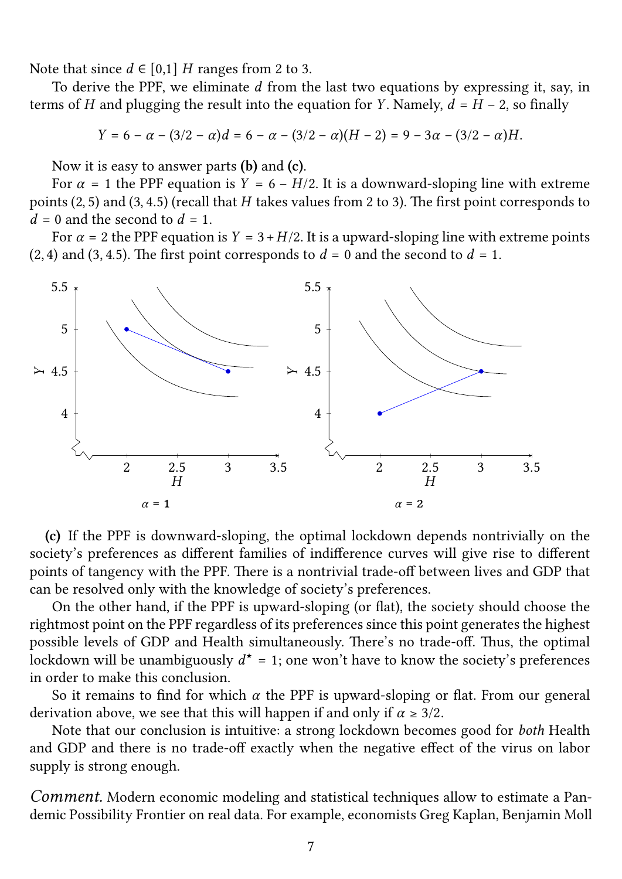Note that since $d \in [0,1]$ $H$ ranges from 2 to 3.

To derive the PPF, we eliminate $d$ from the last two equations by expressing it, say, in terms of $H$ and plugging the result into the equation for $Y$. Namely, $d = H - 2$, so finally

$$Y = 6 - \alpha - (3/2 - \alpha)d = 6 - \alpha - (3/2 - \alpha)(H - 2) = 9 - 3\alpha - (3/2 - \alpha)H.$$

Now it is easy to answer parts **(b)** and **(c)**.

For $\alpha = 1$ the PPF equation is $Y = 6 - H/2$. It is a downward-sloping line with extreme points $(2, 5)$ and $(3, 4.5)$ (recall that $H$ takes values from 2 to 3). The first point corresponds to $d = 0$ and the second to $d = 1$.

For $\alpha = 2$ the PPF equation is $Y = 3 + H/2$. It is a upward-sloping line with extreme points $(2, 4)$ and $(3, 4.5)$. The first point corresponds to $d = 0$ and the second to $d = 1$.

$\alpha = 1$

$\alpha = 2$

**(c)** If the PPF is downward-sloping, the optimal lockdown depends nontrivially on the society's preferences as different families of indifference curves will give rise to different points of tangency with the PPF. There is a nontrivial trade-off between lives and GDP that can be resolved only with the knowledge of society's preferences.

On the other hand, if the PPF is upward-sloping (or flat), the society should choose the rightmost point on the PPF regardless of its preferences since this point generates the highest possible levels of GDP and Health simultaneously. There's no trade-off. Thus, the optimal lockdown will be unambiguously $d^\star = 1$; one won't have to know the society's preferences in order to make this conclusion.

So it remains to find for which $\alpha$ the PPF is upward-sloping or flat. From our general derivation above, we see that this will happen if and only if $\alpha \geq 3/2$.

Note that our conclusion is intuitive: a strong lockdown becomes good for *both* Health and GDP and there is no trade-off exactly when the negative effect of the virus on labor supply is strong enough.

*Comment.* Modern economic modeling and statistical techniques allow to estimate a Pandemic Possibility Frontier on real data. For example, economists Greg Kaplan, Benjamin Moll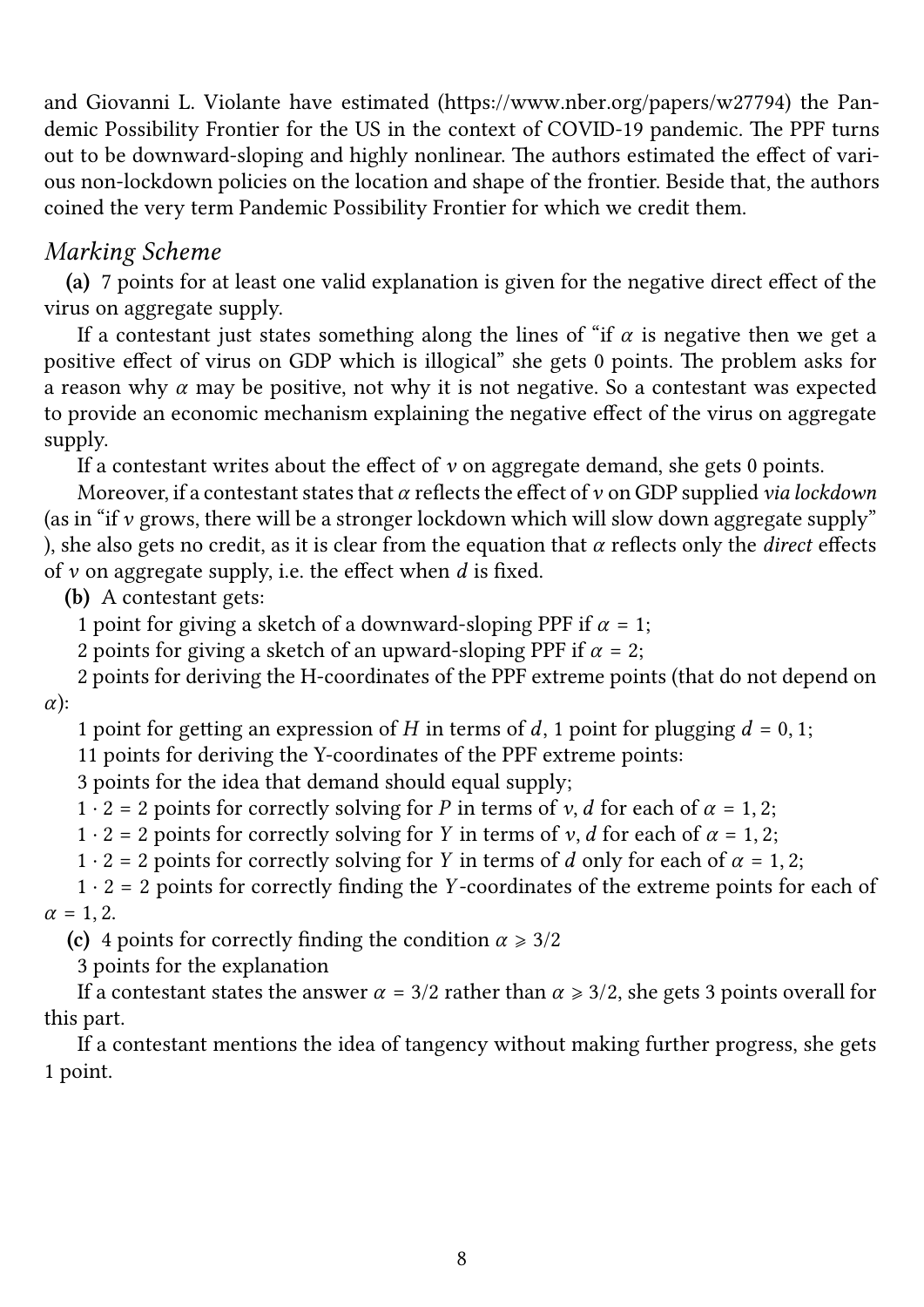and Giovanni L. Violante have estimated (https://www.nber.org/papers/w27794) the Pandemic Possibility Frontier for the US in the context of COVID-19 pandemic. The PPF turns out to be downward-sloping and highly nonlinear. The authors estimated the effect of various non-lockdown policies on the location and shape of the frontier. Beside that, the authors coined the very term Pandemic Possibility Frontier for which we credit them.

## *Marking Scheme*

**(a)** 7 points for at least one valid explanation is given for the negative direct effect of the virus on aggregate supply.

If a contestant just states something along the lines of "if $\alpha$ is negative then we get a positive effect of virus on GDP which is illogical" she gets 0 points. The problem asks for a reason why $\alpha$ may be positive, not why it is not negative. So a contestant was expected to provide an economic mechanism explaining the negative effect of the virus on aggregate supply.

If a contestant writes about the effect of $v$ on aggregate demand, she gets 0 points.

Moreover, if a contestant states that $\alpha$ reflects the effect of $v$ on GDP supplied *via lockdown* (as in "if $v$ grows, there will be a stronger lockdown which will slow down aggregate supply" ), she also gets no credit, as it is clear from the equation that $\alpha$ reflects only the *direct* effects of $v$ on aggregate supply, i.e. the effect when $d$ is fixed.

**(b)** A contestant gets:

1 point for giving a sketch of a downward-sloping PPF if $\alpha = 1$;

2 points for giving a sketch of an upward-sloping PPF if $\alpha = 2$;

2 points for deriving the H-coordinates of the PPF extreme points (that do not depend on $\alpha$):

1 point for getting an expression of $H$ in terms of $d$, 1 point for plugging $d = 0, 1$;

11 points for deriving the Y-coordinates of the PPF extreme points:

3 points for the idea that demand should equal supply;

$1 \cdot 2 = 2$ points for correctly solving for $P$ in terms of $v, d$ for each of $\alpha = 1, 2$;

$1 \cdot 2 = 2$ points for correctly solving for $Y$ in terms of $v, d$ for each of $\alpha = 1, 2$;

$1 \cdot 2 = 2$ points for correctly solving for $Y$ in terms of $d$ only for each of $\alpha = 1, 2$;

$1 \cdot 2 = 2$ points for correctly finding the $Y$-coordinates of the extreme points for each of $\alpha = 1, 2$.

**(c)** 4 points for correctly finding the condition $\alpha \geqslant 3/2$

3 points for the explanation

If a contestant states the answer $\alpha = 3/2$ rather than $\alpha \geqslant 3/2$, she gets 3 points overall for this part.

If a contestant mentions the idea of tangency without making further progress, she gets 1 point.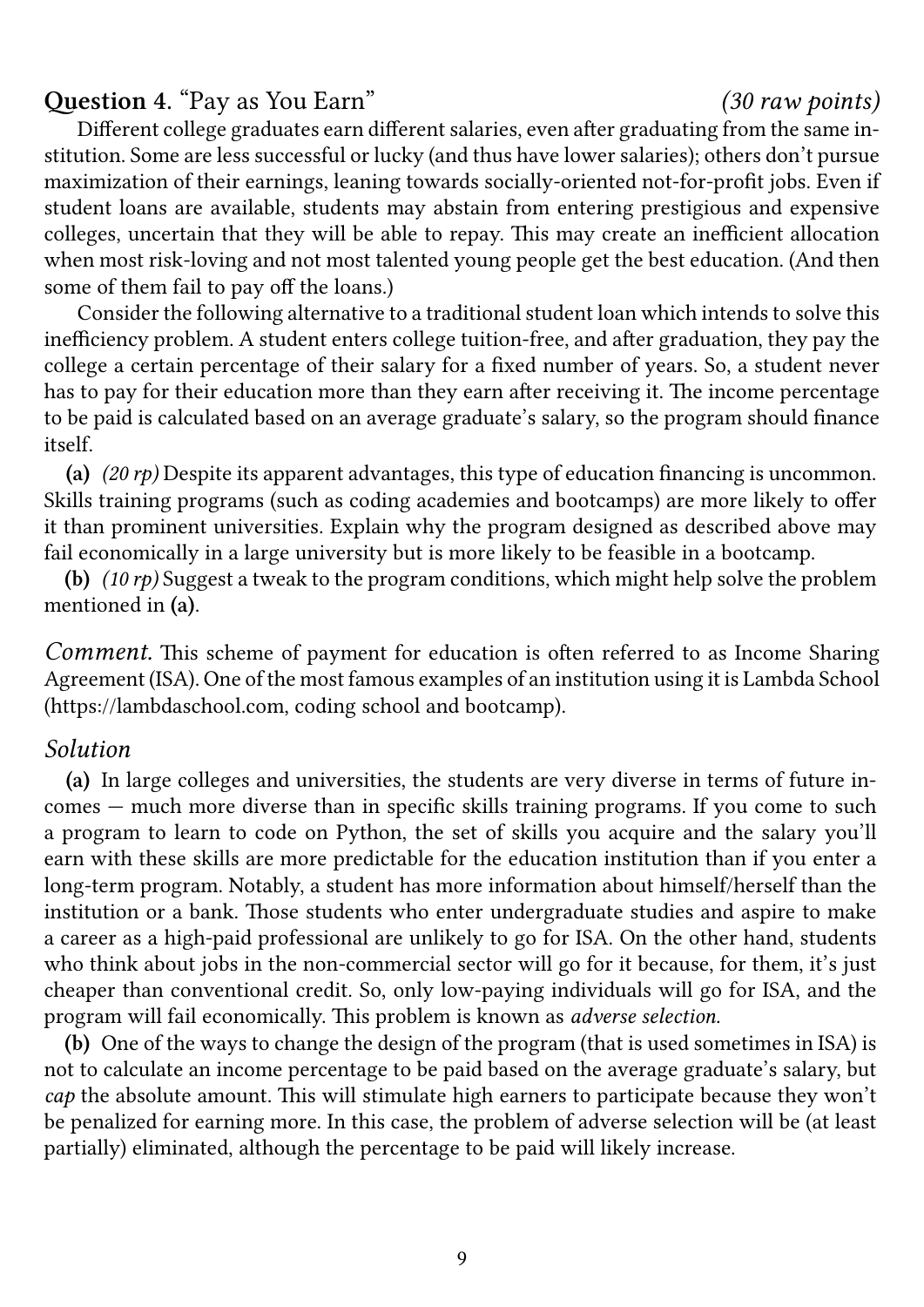## Question 4. "Pay as You Earn" *(30 raw points)*

Different college graduates earn different salaries, even after graduating from the same institution. Some are less successful or lucky (and thus have lower salaries); others don't pursue maximization of their earnings, leaning towards socially-oriented not-for-profit jobs. Even if student loans are available, students may abstain from entering prestigious and expensive colleges, uncertain that they will be able to repay. This may create an inefficient allocation when most risk-loving and not most talented young people get the best education. (And then some of them fail to pay off the loans.)

Consider the following alternative to a traditional student loan which intends to solve this inefficiency problem. A student enters college tuition-free, and after graduation, they pay the college a certain percentage of their salary for a fixed number of years. So, a student never has to pay for their education more than they earn after receiving it. The income percentage to be paid is calculated based on an average graduate's salary, so the program should finance itself.

**(a)** *(20 rp)* Despite its apparent advantages, this type of education financing is uncommon. Skills training programs (such as coding academies and bootcamps) are more likely to offer it than prominent universities. Explain why the program designed as described above may fail economically in a large university but is more likely to be feasible in a bootcamp.

**(b)** *(10 rp)* Suggest a tweak to the program conditions, which might help solve the problem mentioned in **(a)**.

*Comment.* This scheme of payment for education is often referred to as Income Sharing Agreement (ISA). One of the most famous examples of an institution using it is Lambda School (https://lambdaschool.com, coding school and bootcamp).

### *Solution*

**(a)** In large colleges and universities, the students are very diverse in terms of future incomes — much more diverse than in specific skills training programs. If you come to such a program to learn to code on Python, the set of skills you acquire and the salary you'll earn with these skills are more predictable for the education institution than if you enter a long-term program. Notably, a student has more information about himself/herself than the institution or a bank. Those students who enter undergraduate studies and aspire to make a career as a high-paid professional are unlikely to go for ISA. On the other hand, students who think about jobs in the non-commercial sector will go for it because, for them, it's just cheaper than conventional credit. So, only low-paying individuals will go for ISA, and the program will fail economically. This problem is known as *adverse selection.*

**(b)** One of the ways to change the design of the program (that is used sometimes in ISA) is not to calculate an income percentage to be paid based on the average graduate's salary, but *cap* the absolute amount. This will stimulate high earners to participate because they won't be penalized for earning more. In this case, the problem of adverse selection will be (at least partially) eliminated, although the percentage to be paid will likely increase.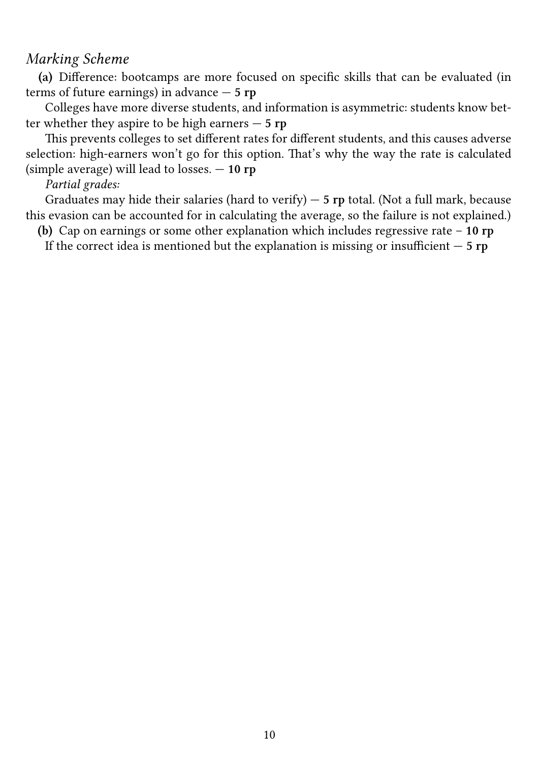*Marking Scheme*

**(a)** Difference: bootcamps are more focused on specific skills that can be evaluated (in terms of future earnings) in advance — **5 rp**

Colleges have more diverse students, and information is asymmetric: students know better whether they aspire to be high earners — **5 rp**

This prevents colleges to set different rates for different students, and this causes adverse selection: high-earners won't go for this option. That's why the way the rate is calculated (simple average) will lead to losses. — **10 rp**

*Partial grades:*

Graduates may hide their salaries (hard to verify) — **5 rp** total. (Not a full mark, because this evasion can be accounted for in calculating the average, so the failure is not explained.)

**(b)** Cap on earnings or some other explanation which includes regressive rate – **10 rp**

If the correct idea is mentioned but the explanation is missing or insufficient — **5 rp**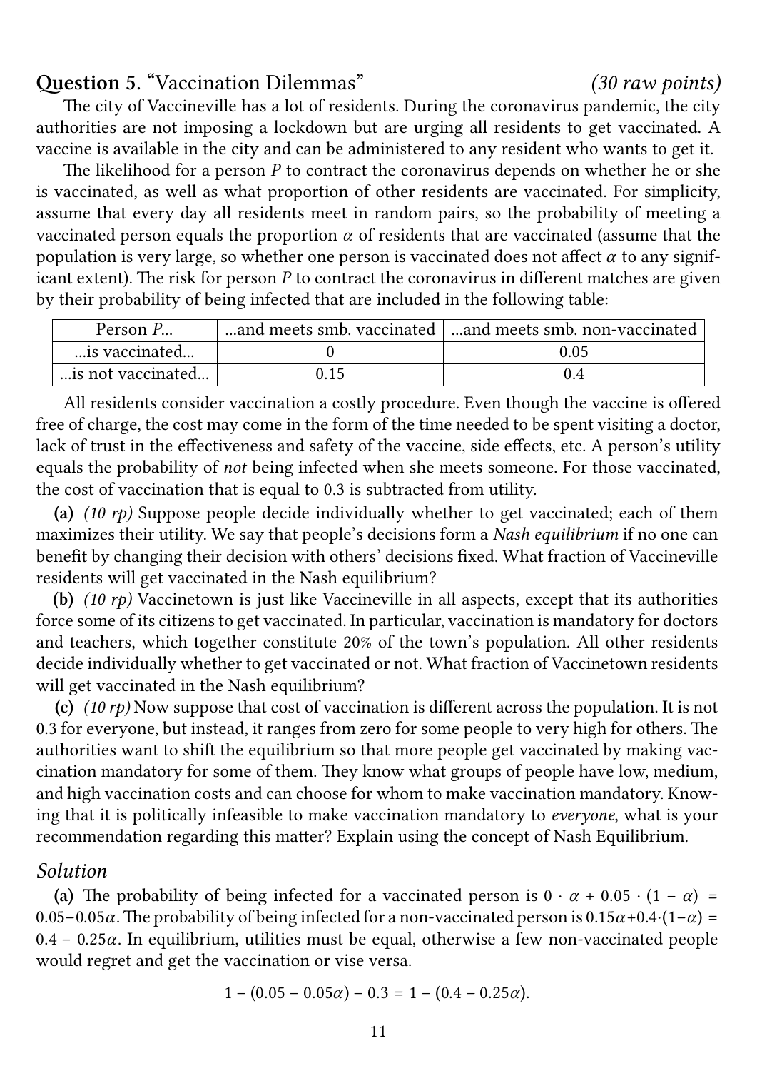## Question 5. "Vaccination Dilemmas" *(30 raw points)*

The city of Vaccineville has a lot of residents. During the coronavirus pandemic, the city authorities are not imposing a lockdown but are urging all residents to get vaccinated. A vaccine is available in the city and can be administered to any resident who wants to get it.

The likelihood for a person $P$ to contract the coronavirus depends on whether he or she is vaccinated, as well as what proportion of other residents are vaccinated. For simplicity, assume that every day all residents meet in random pairs, so the probability of meeting a vaccinated person equals the proportion $\alpha$ of residents that are vaccinated (assume that the population is very large, so whether one person is vaccinated does not affect $\alpha$ to any significant extent). The risk for person $P$ to contract the coronavirus in different matches are given by their probability of being infected that are included in the following table:

| Person $P$... | ...and meets smb. vaccinated | ...and meets smb. non-vaccinated |
|---|---|---|
| ...is vaccinated... | 0 | 0.05 |
| ...is not vaccinated... | 0.15 | 0.4 |

All residents consider vaccination a costly procedure. Even though the vaccine is offered free of charge, the cost may come in the form of the time needed to be spent visiting a doctor, lack of trust in the effectiveness and safety of the vaccine, side effects, etc. A person's utility equals the probability of *not* being infected when she meets someone. For those vaccinated, the cost of vaccination that is equal to 0.3 is subtracted from utility.

**(a)** *(10 rp)* Suppose people decide individually whether to get vaccinated; each of them maximizes their utility. We say that people's decisions form a *Nash equilibrium* if no one can benefit by changing their decision with others' decisions fixed. What fraction of Vaccineville residents will get vaccinated in the Nash equilibrium?

**(b)** *(10 rp)* Vaccinetown is just like Vaccineville in all aspects, except that its authorities force some of its citizens to get vaccinated. In particular, vaccination is mandatory for doctors and teachers, which together constitute 20% of the town's population. All other residents decide individually whether to get vaccinated or not. What fraction of Vaccinetown residents will get vaccinated in the Nash equilibrium?

**(c)** *(10 rp)* Now suppose that cost of vaccination is different across the population. It is not 0.3 for everyone, but instead, it ranges from zero for some people to very high for others. The authorities want to shift the equilibrium so that more people get vaccinated by making vaccination mandatory for some of them. They know what groups of people have low, medium, and high vaccination costs and can choose for whom to make vaccination mandatory. Knowing that it is politically infeasible to make vaccination mandatory to *everyone*, what is your recommendation regarding this matter? Explain using the concept of Nash Equilibrium.

### *Solution*

**(a)** The probability of being infected for a vaccinated person is $0 \cdot \alpha + 0.05 \cdot (1 - \alpha) = 0.05 - 0.05\alpha$. The probability of being infected for a non-vaccinated person is $0.15\alpha + 0.4 \cdot (1 - \alpha) = 0.4 - 0.25\alpha$. In equilibrium, utilities must be equal, otherwise a few non-vaccinated people would regret and get the vaccination or vise versa.

$$1 - (0.05 - 0.05\alpha) - 0.3 = 1 - (0.4 - 0.25\alpha).$$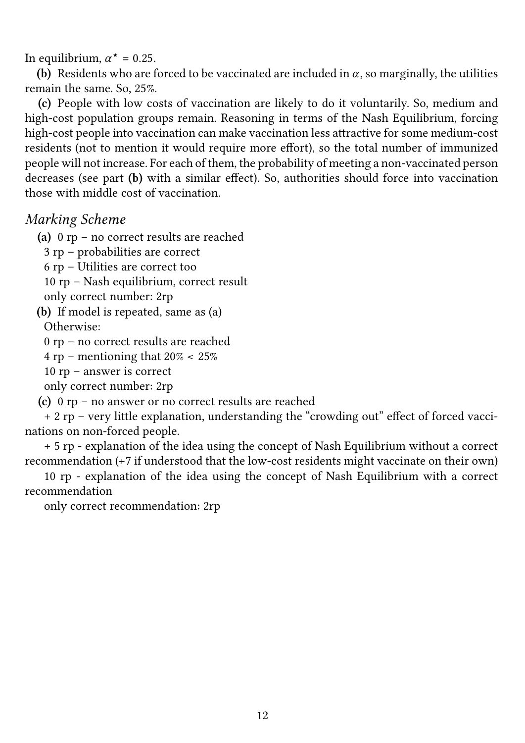In equilibrium, $\alpha^\star = 0.25$.

**(b)** Residents who are forced to be vaccinated are included in $\alpha$, so marginally, the utilities remain the same. So, 25%.

**(c)** People with low costs of vaccination are likely to do it voluntarily. So, medium and high-cost population groups remain. Reasoning in terms of the Nash Equilibrium, forcing high-cost people into vaccination can make vaccination less attractive for some medium-cost residents (not to mention it would require more effort), so the total number of immunized people will not increase. For each of them, the probability of meeting a non-vaccinated person decreases (see part **(b)** with a similar effect). So, authorities should force into vaccination those with middle cost of vaccination.

## *Marking Scheme*

**(a)** 0 rp – no correct results are reached

3 rp – probabilities are correct

6 rp – Utilities are correct too

10 rp – Nash equilibrium, correct result

only correct number: 2rp

**(b)** If model is repeated, same as (a)

Otherwise:

0 rp – no correct results are reached

4 rp – mentioning that $20\% < 25\%$

10 rp – answer is correct

only correct number: 2rp

**(c)** 0 rp – no answer or no correct results are reached

+ 2 rp – very little explanation, understanding the "crowding out" effect of forced vaccinations on non-forced people.

+ 5 rp - explanation of the idea using the concept of Nash Equilibrium without a correct recommendation (+7 if understood that the low-cost residents might vaccinate on their own)

10 rp - explanation of the idea using the concept of Nash Equilibrium with a correct recommendation

only correct recommendation: 2rp